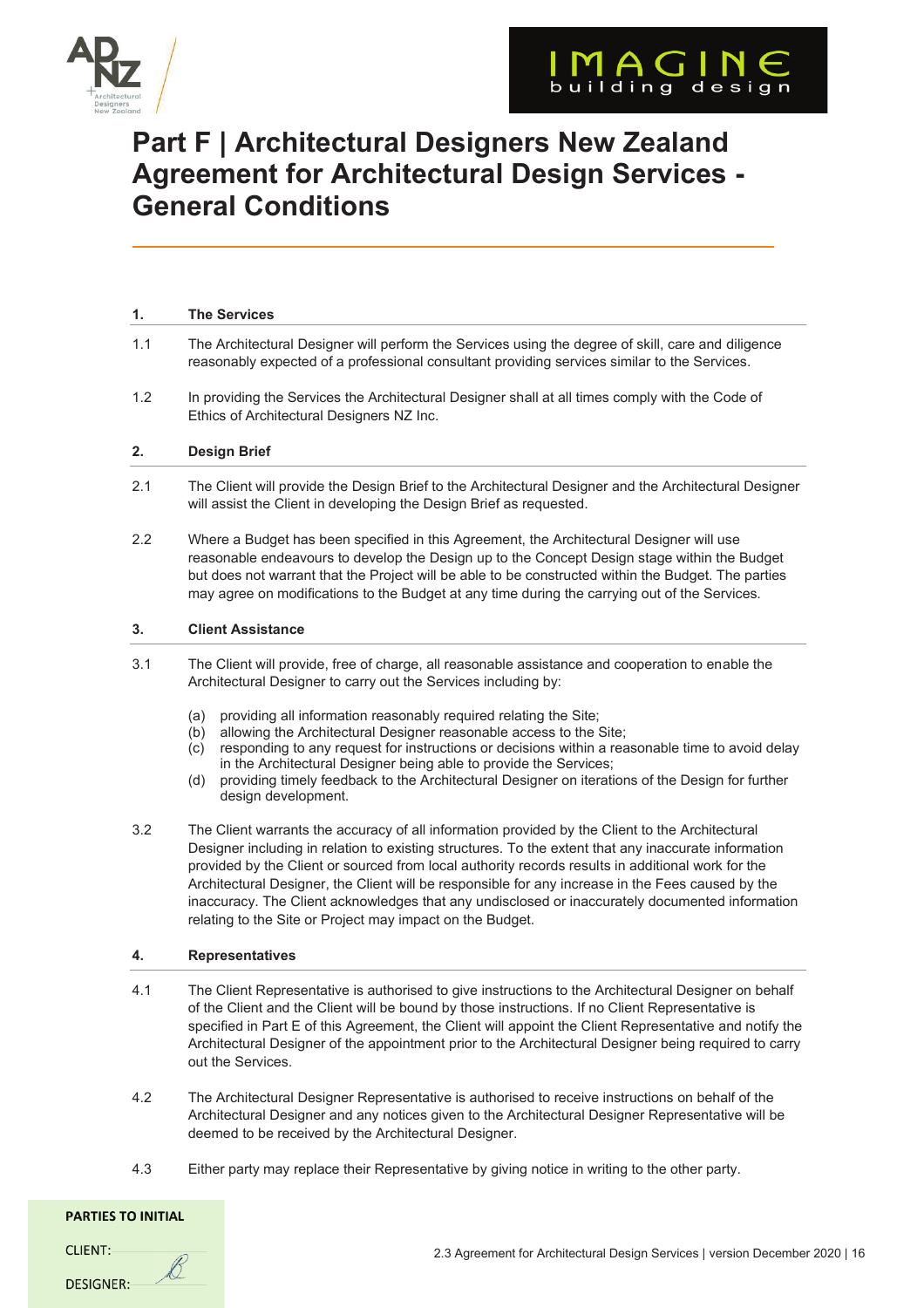# Part F | Architectural Designers New Zealand Agreement for Architectural Design Services - General Conditions

**1. The Services**

1.1 The Architectural Designer will perform the Services using the degree of skill, care and diligence reasonably expected of a professional consultant providing services similar to the Services.

1.2 In providing the Services the Architectural Designer shall at all times comply with the Code of Ethics of Architectural Designers NZ Inc.

**2. Design Brief**

2.1 The Client will provide the Design Brief to the Architectural Designer and the Architectural Designer will assist the Client in developing the Design Brief as requested.

2.2 Where a Budget has been specified in this Agreement, the Architectural Designer will use reasonable endeavours to develop the Design up to the Concept Design stage within the Budget but does not warrant that the Project will be able to be constructed within the Budget. The parties may agree on modifications to the Budget at any time during the carrying out of the Services.

**3. Client Assistance**

3.1 The Client will provide, free of charge, all reasonable assistance and cooperation to enable the Architectural Designer to carry out the Services including by:

(a) providing all information reasonably required relating the Site;
(b) allowing the Architectural Designer reasonable access to the Site;
(c) responding to any request for instructions or decisions within a reasonable time to avoid delay in the Architectural Designer being able to provide the Services;
(d) providing timely feedback to the Architectural Designer on iterations of the Design for further design development.

3.2 The Client warrants the accuracy of all information provided by the Client to the Architectural Designer including in relation to existing structures. To the extent that any inaccurate information provided by the Client or sourced from local authority records results in additional work for the Architectural Designer, the Client will be responsible for any increase in the Fees caused by the inaccuracy. The Client acknowledges that any undisclosed or inaccurately documented information relating to the Site or Project may impact on the Budget.

**4. Representatives**

4.1 The Client Representative is authorised to give instructions to the Architectural Designer on behalf of the Client and the Client will be bound by those instructions. If no Client Representative is specified in Part E of this Agreement, the Client will appoint the Client Representative and notify the Architectural Designer of the appointment prior to the Architectural Designer being required to carry out the Services.

4.2 The Architectural Designer Representative is authorised to receive instructions on behalf of the Architectural Designer and any notices given to the Architectural Designer Representative will be deemed to be received by the Architectural Designer.

4.3 Either party may replace their Representative by giving notice in writing to the other party.

**PARTIES TO INITIAL**

CLIENT:

DESIGNER: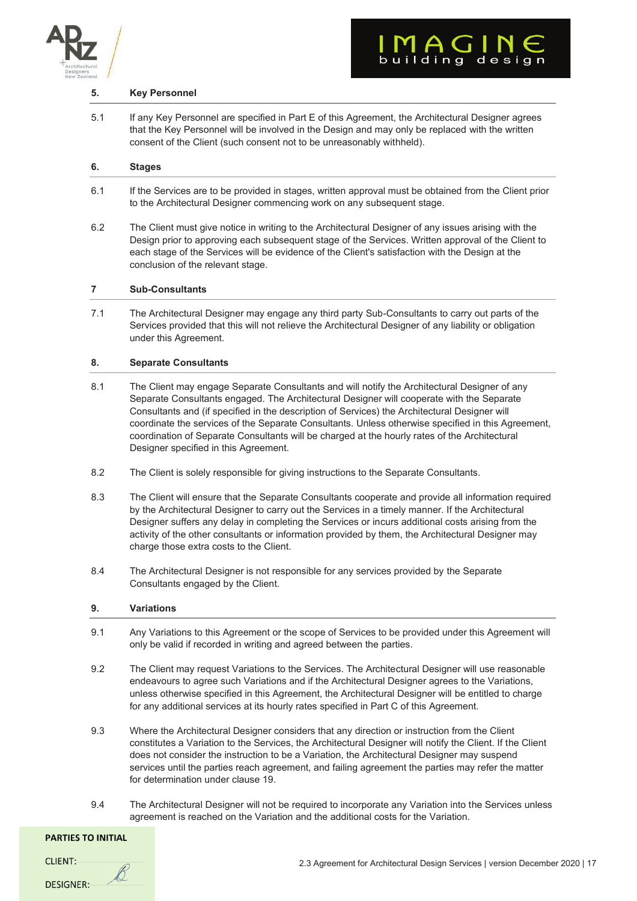## 5. Key Personnel

5.1 If any Key Personnel are specified in Part E of this Agreement, the Architectural Designer agrees that the Key Personnel will be involved in the Design and may only be replaced with the written consent of the Client (such consent not to be unreasonably withheld).

## 6. Stages

6.1 If the Services are to be provided in stages, written approval must be obtained from the Client prior to the Architectural Designer commencing work on any subsequent stage.

6.2 The Client must give notice in writing to the Architectural Designer of any issues arising with the Design prior to approving each subsequent stage of the Services. Written approval of the Client to each stage of the Services will be evidence of the Client's satisfaction with the Design at the conclusion of the relevant stage.

## 7 Sub-Consultants

7.1 The Architectural Designer may engage any third party Sub-Consultants to carry out parts of the Services provided that this will not relieve the Architectural Designer of any liability or obligation under this Agreement.

## 8. Separate Consultants

8.1 The Client may engage Separate Consultants and will notify the Architectural Designer of any Separate Consultants engaged. The Architectural Designer will cooperate with the Separate Consultants and (if specified in the description of Services) the Architectural Designer will coordinate the services of the Separate Consultants. Unless otherwise specified in this Agreement, coordination of Separate Consultants will be charged at the hourly rates of the Architectural Designer specified in this Agreement.

8.2 The Client is solely responsible for giving instructions to the Separate Consultants.

8.3 The Client will ensure that the Separate Consultants cooperate and provide all information required by the Architectural Designer to carry out the Services in a timely manner. If the Architectural Designer suffers any delay in completing the Services or incurs additional costs arising from the activity of the other consultants or information provided by them, the Architectural Designer may charge those extra costs to the Client.

8.4 The Architectural Designer is not responsible for any services provided by the Separate Consultants engaged by the Client.

## 9. Variations

9.1 Any Variations to this Agreement or the scope of Services to be provided under this Agreement will only be valid if recorded in writing and agreed between the parties.

9.2 The Client may request Variations to the Services. The Architectural Designer will use reasonable endeavours to agree such Variations and if the Architectural Designer agrees to the Variations, unless otherwise specified in this Agreement, the Architectural Designer will be entitled to charge for any additional services at its hourly rates specified in Part C of this Agreement.

9.3 Where the Architectural Designer considers that any direction or instruction from the Client constitutes a Variation to the Services, the Architectural Designer will notify the Client. If the Client does not consider the instruction to be a Variation, the Architectural Designer may suspend services until the parties reach agreement, and failing agreement the parties may refer the matter for determination under clause 19.

9.4 The Architectural Designer will not be required to incorporate any Variation into the Services unless agreement is reached on the Variation and the additional costs for the Variation.

**PARTIES TO INITIAL**

CLIENT:

DESIGNER: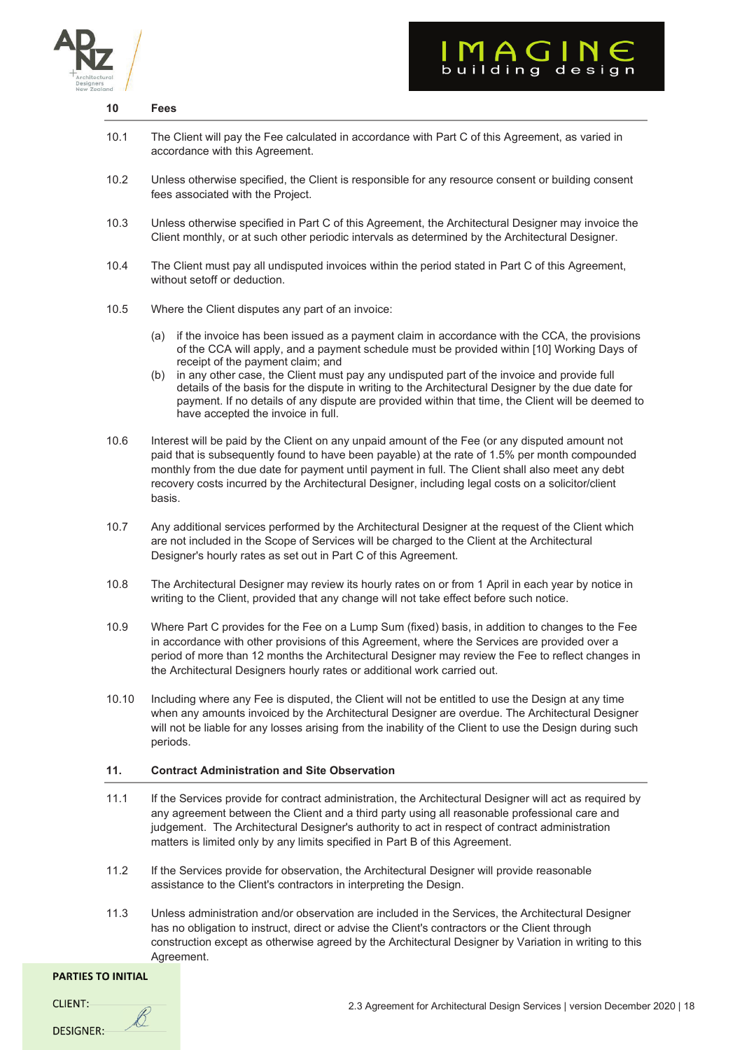## 10 Fees

10.1 The Client will pay the Fee calculated in accordance with Part C of this Agreement, as varied in accordance with this Agreement.

10.2 Unless otherwise specified, the Client is responsible for any resource consent or building consent fees associated with the Project.

10.3 Unless otherwise specified in Part C of this Agreement, the Architectural Designer may invoice the Client monthly, or at such other periodic intervals as determined by the Architectural Designer.

10.4 The Client must pay all undisputed invoices within the period stated in Part C of this Agreement, without setoff or deduction.

10.5 Where the Client disputes any part of an invoice:

(a) if the invoice has been issued as a payment claim in accordance with the CCA, the provisions of the CCA will apply, and a payment schedule must be provided within [10] Working Days of receipt of the payment claim; and

(b) in any other case, the Client must pay any undisputed part of the invoice and provide full details of the basis for the dispute in writing to the Architectural Designer by the due date for payment. If no details of any dispute are provided within that time, the Client will be deemed to have accepted the invoice in full.

10.6 Interest will be paid by the Client on any unpaid amount of the Fee (or any disputed amount not paid that is subsequently found to have been payable) at the rate of 1.5% per month compounded monthly from the due date for payment until payment in full. The Client shall also meet any debt recovery costs incurred by the Architectural Designer, including legal costs on a solicitor/client basis.

10.7 Any additional services performed by the Architectural Designer at the request of the Client which are not included in the Scope of Services will be charged to the Client at the Architectural Designer's hourly rates as set out in Part C of this Agreement.

10.8 The Architectural Designer may review its hourly rates on or from 1 April in each year by notice in writing to the Client, provided that any change will not take effect before such notice.

10.9 Where Part C provides for the Fee on a Lump Sum (fixed) basis, in addition to changes to the Fee in accordance with other provisions of this Agreement, where the Services are provided over a period of more than 12 months the Architectural Designer may review the Fee to reflect changes in the Architectural Designers hourly rates or additional work carried out.

10.10 Including where any Fee is disputed, the Client will not be entitled to use the Design at any time when any amounts invoiced by the Architectural Designer are overdue. The Architectural Designer will not be liable for any losses arising from the inability of the Client to use the Design during such periods.

## 11. Contract Administration and Site Observation

11.1 If the Services provide for contract administration, the Architectural Designer will act as required by any agreement between the Client and a third party using all reasonable professional care and judgement. The Architectural Designer's authority to act in respect of contract administration matters is limited only by any limits specified in Part B of this Agreement.

11.2 If the Services provide for observation, the Architectural Designer will provide reasonable assistance to the Client's contractors in interpreting the Design.

11.3 Unless administration and/or observation are included in the Services, the Architectural Designer has no obligation to instruct, direct or advise the Client's contractors or the Client through construction except as otherwise agreed by the Architectural Designer by Variation in writing to this Agreement.

PARTIES TO INITIAL

CLIENT:

DESIGNER: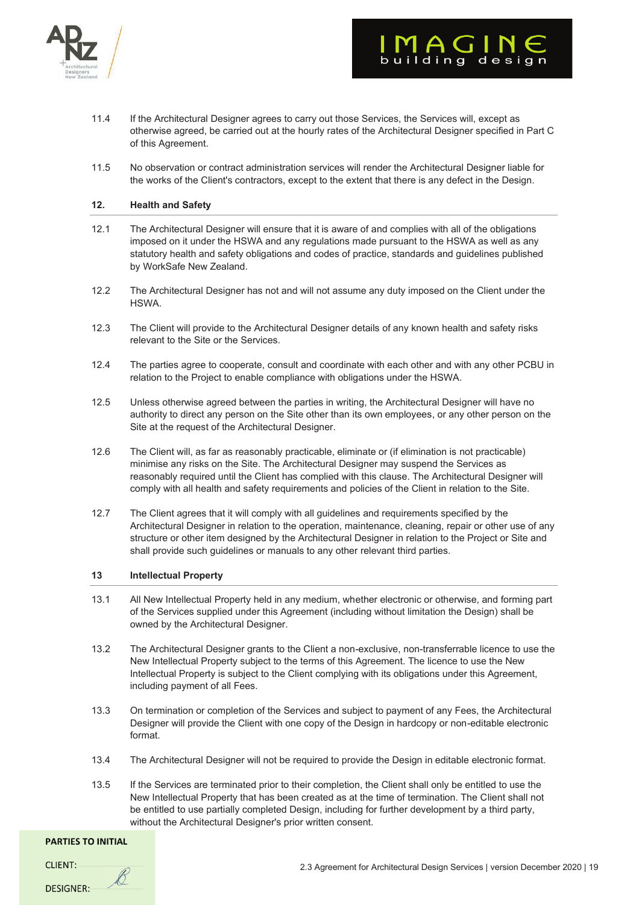11.4 If the Architectural Designer agrees to carry out those Services, the Services will, except as otherwise agreed, be carried out at the hourly rates of the Architectural Designer specified in Part C of this Agreement.

11.5 No observation or contract administration services will render the Architectural Designer liable for the works of the Client's contractors, except to the extent that there is any defect in the Design.

## 12. Health and Safety

12.1 The Architectural Designer will ensure that it is aware of and complies with all of the obligations imposed on it under the HSWA and any regulations made pursuant to the HSWA as well as any statutory health and safety obligations and codes of practice, standards and guidelines published by WorkSafe New Zealand.

12.2 The Architectural Designer has not and will not assume any duty imposed on the Client under the HSWA.

12.3 The Client will provide to the Architectural Designer details of any known health and safety risks relevant to the Site or the Services.

12.4 The parties agree to cooperate, consult and coordinate with each other and with any other PCBU in relation to the Project to enable compliance with obligations under the HSWA.

12.5 Unless otherwise agreed between the parties in writing, the Architectural Designer will have no authority to direct any person on the Site other than its own employees, or any other person on the Site at the request of the Architectural Designer.

12.6 The Client will, as far as reasonably practicable, eliminate or (if elimination is not practicable) minimise any risks on the Site. The Architectural Designer may suspend the Services as reasonably required until the Client has complied with this clause. The Architectural Designer will comply with all health and safety requirements and policies of the Client in relation to the Site.

12.7 The Client agrees that it will comply with all guidelines and requirements specified by the Architectural Designer in relation to the operation, maintenance, cleaning, repair or other use of any structure or other item designed by the Architectural Designer in relation to the Project or Site and shall provide such guidelines or manuals to any other relevant third parties.

## 13 Intellectual Property

13.1 All New Intellectual Property held in any medium, whether electronic or otherwise, and forming part of the Services supplied under this Agreement (including without limitation the Design) shall be owned by the Architectural Designer.

13.2 The Architectural Designer grants to the Client a non-exclusive, non-transferrable licence to use the New Intellectual Property subject to the terms of this Agreement. The licence to use the New Intellectual Property is subject to the Client complying with its obligations under this Agreement, including payment of all Fees.

13.3 On termination or completion of the Services and subject to payment of any Fees, the Architectural Designer will provide the Client with one copy of the Design in hardcopy or non-editable electronic format.

13.4 The Architectural Designer will not be required to provide the Design in editable electronic format.

13.5 If the Services are terminated prior to their completion, the Client shall only be entitled to use the New Intellectual Property that has been created as at the time of termination. The Client shall not be entitled to use partially completed Design, including for further development by a third party, without the Architectural Designer's prior written consent.

**PARTIES TO INITIAL**

CLIENT:

DESIGNER: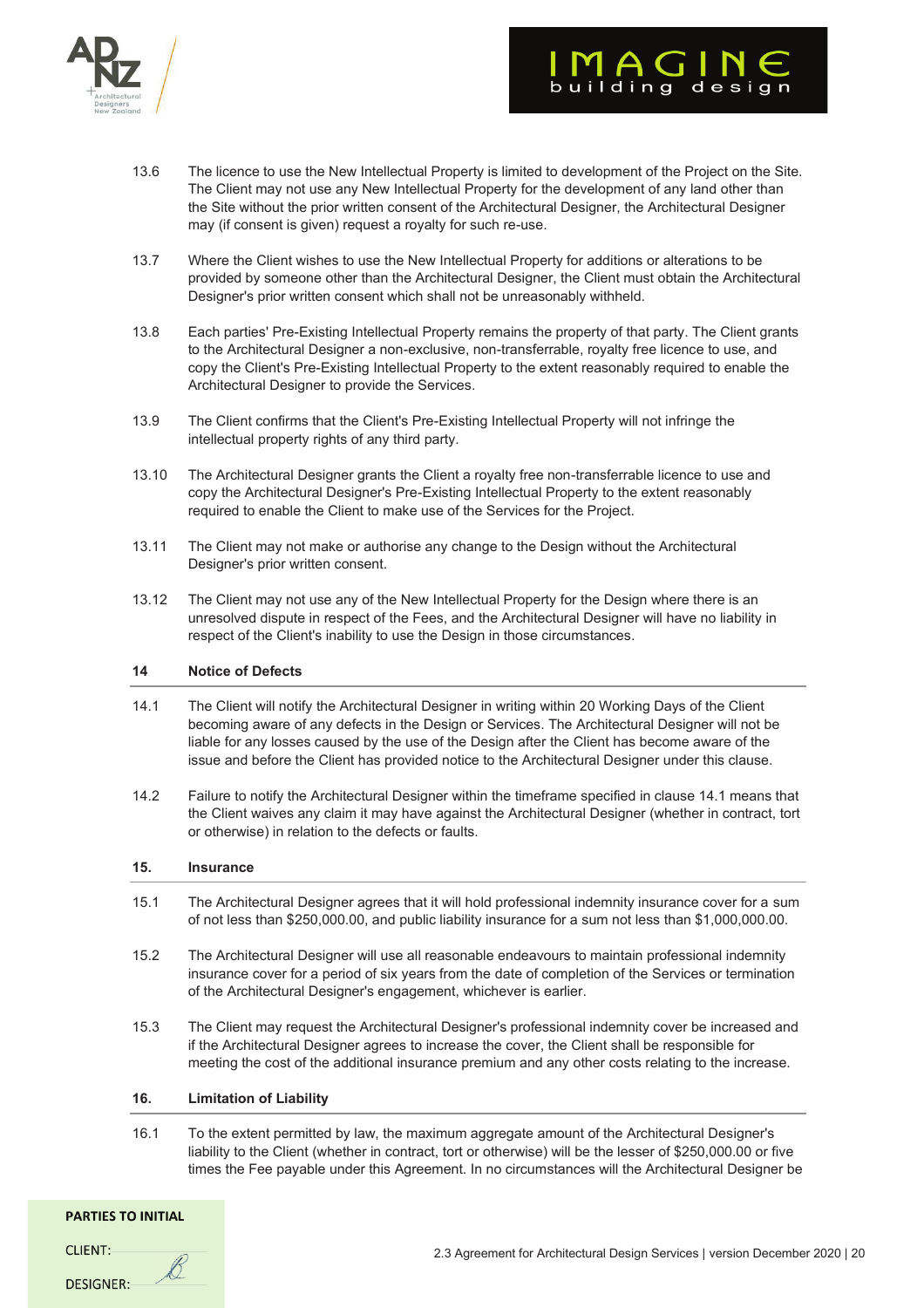13.6 The licence to use the New Intellectual Property is limited to development of the Project on the Site. The Client may not use any New Intellectual Property for the development of any land other than the Site without the prior written consent of the Architectural Designer, the Architectural Designer may (if consent is given) request a royalty for such re-use.

13.7 Where the Client wishes to use the New Intellectual Property for additions or alterations to be provided by someone other than the Architectural Designer, the Client must obtain the Architectural Designer's prior written consent which shall not be unreasonably withheld.

13.8 Each parties' Pre-Existing Intellectual Property remains the property of that party. The Client grants to the Architectural Designer a non-exclusive, non-transferrable, royalty free licence to use, and copy the Client's Pre-Existing Intellectual Property to the extent reasonably required to enable the Architectural Designer to provide the Services.

13.9 The Client confirms that the Client's Pre-Existing Intellectual Property will not infringe the intellectual property rights of any third party.

13.10 The Architectural Designer grants the Client a royalty free non-transferrable licence to use and copy the Architectural Designer's Pre-Existing Intellectual Property to the extent reasonably required to enable the Client to make use of the Services for the Project.

13.11 The Client may not make or authorise any change to the Design without the Architectural Designer's prior written consent.

13.12 The Client may not use any of the New Intellectual Property for the Design where there is an unresolved dispute in respect of the Fees, and the Architectural Designer will have no liability in respect of the Client's inability to use the Design in those circumstances.

## 14 Notice of Defects

14.1 The Client will notify the Architectural Designer in writing within 20 Working Days of the Client becoming aware of any defects in the Design or Services. The Architectural Designer will not be liable for any losses caused by the use of the Design after the Client has become aware of the issue and before the Client has provided notice to the Architectural Designer under this clause.

14.2 Failure to notify the Architectural Designer within the timeframe specified in clause 14.1 means that the Client waives any claim it may have against the Architectural Designer (whether in contract, tort or otherwise) in relation to the defects or faults.

## 15. Insurance

15.1 The Architectural Designer agrees that it will hold professional indemnity insurance cover for a sum of not less than $250,000.00, and public liability insurance for a sum not less than $1,000,000.00.

15.2 The Architectural Designer will use all reasonable endeavours to maintain professional indemnity insurance cover for a period of six years from the date of completion of the Services or termination of the Architectural Designer's engagement, whichever is earlier.

15.3 The Client may request the Architectural Designer's professional indemnity cover be increased and if the Architectural Designer agrees to increase the cover, the Client shall be responsible for meeting the cost of the additional insurance premium and any other costs relating to the increase.

## 16. Limitation of Liability

16.1 To the extent permitted by law, the maximum aggregate amount of the Architectural Designer's liability to the Client (whether in contract, tort or otherwise) will be the lesser of $250,000.00 or five times the Fee payable under this Agreement. In no circumstances will the Architectural Designer be

**PARTIES TO INITIAL**

CLIENT:

DESIGNER: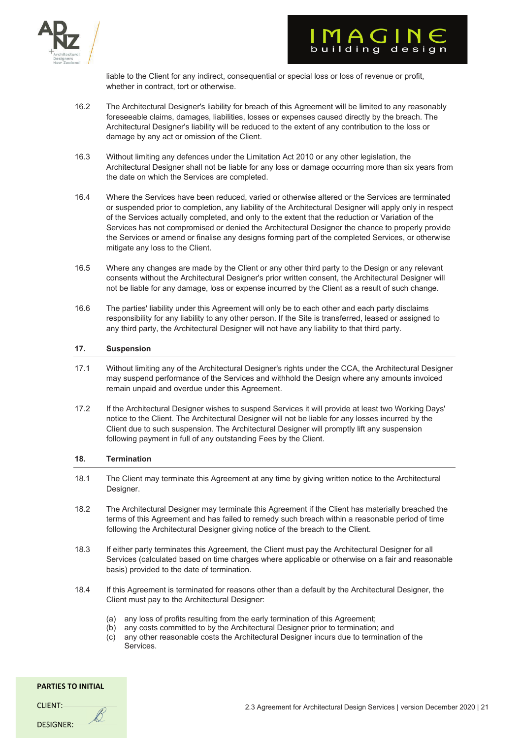liable to the Client for any indirect, consequential or special loss or loss of revenue or profit, whether in contract, tort or otherwise.

16.2 The Architectural Designer's liability for breach of this Agreement will be limited to any reasonably foreseeable claims, damages, liabilities, losses or expenses caused directly by the breach. The Architectural Designer's liability will be reduced to the extent of any contribution to the loss or damage by any act or omission of the Client.

16.3 Without limiting any defences under the Limitation Act 2010 or any other legislation, the Architectural Designer shall not be liable for any loss or damage occurring more than six years from the date on which the Services are completed.

16.4 Where the Services have been reduced, varied or otherwise altered or the Services are terminated or suspended prior to completion, any liability of the Architectural Designer will apply only in respect of the Services actually completed, and only to the extent that the reduction or Variation of the Services has not compromised or denied the Architectural Designer the chance to properly provide the Services or amend or finalise any designs forming part of the completed Services, or otherwise mitigate any loss to the Client.

16.5 Where any changes are made by the Client or any other third party to the Design or any relevant consents without the Architectural Designer's prior written consent, the Architectural Designer will not be liable for any damage, loss or expense incurred by the Client as a result of such change.

16.6 The parties' liability under this Agreement will only be to each other and each party disclaims responsibility for any liability to any other person. If the Site is transferred, leased or assigned to any third party, the Architectural Designer will not have any liability to that third party.

## 17. Suspension

17.1 Without limiting any of the Architectural Designer's rights under the CCA, the Architectural Designer may suspend performance of the Services and withhold the Design where any amounts invoiced remain unpaid and overdue under this Agreement.

17.2 If the Architectural Designer wishes to suspend Services it will provide at least two Working Days' notice to the Client. The Architectural Designer will not be liable for any losses incurred by the Client due to such suspension. The Architectural Designer will promptly lift any suspension following payment in full of any outstanding Fees by the Client.

## 18. Termination

18.1 The Client may terminate this Agreement at any time by giving written notice to the Architectural Designer.

18.2 The Architectural Designer may terminate this Agreement if the Client has materially breached the terms of this Agreement and has failed to remedy such breach within a reasonable period of time following the Architectural Designer giving notice of the breach to the Client.

18.3 If either party terminates this Agreement, the Client must pay the Architectural Designer for all Services (calculated based on time charges where applicable or otherwise on a fair and reasonable basis) provided to the date of termination.

18.4 If this Agreement is terminated for reasons other than a default by the Architectural Designer, the Client must pay to the Architectural Designer:

(a) any loss of profits resulting from the early termination of this Agreement;
(b) any costs committed to by the Architectural Designer prior to termination; and
(c) any other reasonable costs the Architectural Designer incurs due to termination of the Services.

**PARTIES TO INITIAL**

CLIENT:

DESIGNER: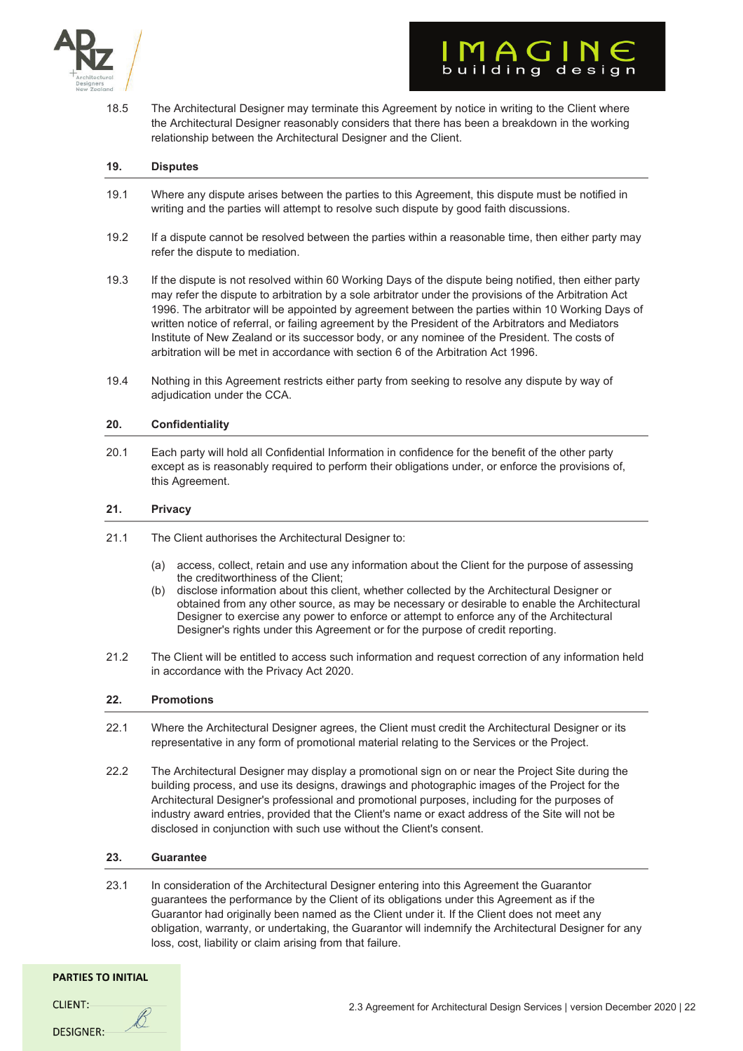18.5 The Architectural Designer may terminate this Agreement by notice in writing to the Client where the Architectural Designer reasonably considers that there has been a breakdown in the working relationship between the Architectural Designer and the Client.

## 19. Disputes

19.1 Where any dispute arises between the parties to this Agreement, this dispute must be notified in writing and the parties will attempt to resolve such dispute by good faith discussions.

19.2 If a dispute cannot be resolved between the parties within a reasonable time, then either party may refer the dispute to mediation.

19.3 If the dispute is not resolved within 60 Working Days of the dispute being notified, then either party may refer the dispute to arbitration by a sole arbitrator under the provisions of the Arbitration Act 1996. The arbitrator will be appointed by agreement between the parties within 10 Working Days of written notice of referral, or failing agreement by the President of the Arbitrators and Mediators Institute of New Zealand or its successor body, or any nominee of the President. The costs of arbitration will be met in accordance with section 6 of the Arbitration Act 1996.

19.4 Nothing in this Agreement restricts either party from seeking to resolve any dispute by way of adjudication under the CCA.

## 20. Confidentiality

20.1 Each party will hold all Confidential Information in confidence for the benefit of the other party except as is reasonably required to perform their obligations under, or enforce the provisions of, this Agreement.

## 21. Privacy

21.1 The Client authorises the Architectural Designer to:

(a) access, collect, retain and use any information about the Client for the purpose of assessing the creditworthiness of the Client;
(b) disclose information about this client, whether collected by the Architectural Designer or obtained from any other source, as may be necessary or desirable to enable the Architectural Designer to exercise any power to enforce or attempt to enforce any of the Architectural Designer's rights under this Agreement or for the purpose of credit reporting.

21.2 The Client will be entitled to access such information and request correction of any information held in accordance with the Privacy Act 2020.

## 22. Promotions

22.1 Where the Architectural Designer agrees, the Client must credit the Architectural Designer or its representative in any form of promotional material relating to the Services or the Project.

22.2 The Architectural Designer may display a promotional sign on or near the Project Site during the building process, and use its designs, drawings and photographic images of the Project for the Architectural Designer's professional and promotional purposes, including for the purposes of industry award entries, provided that the Client's name or exact address of the Site will not be disclosed in conjunction with such use without the Client's consent.

## 23. Guarantee

23.1 In consideration of the Architectural Designer entering into this Agreement the Guarantor guarantees the performance by the Client of its obligations under this Agreement as if the Guarantor had originally been named as the Client under it. If the Client does not meet any obligation, warranty, or undertaking, the Guarantor will indemnify the Architectural Designer for any loss, cost, liability or claim arising from that failure.

**PARTIES TO INITIAL**

CLIENT:

DESIGNER: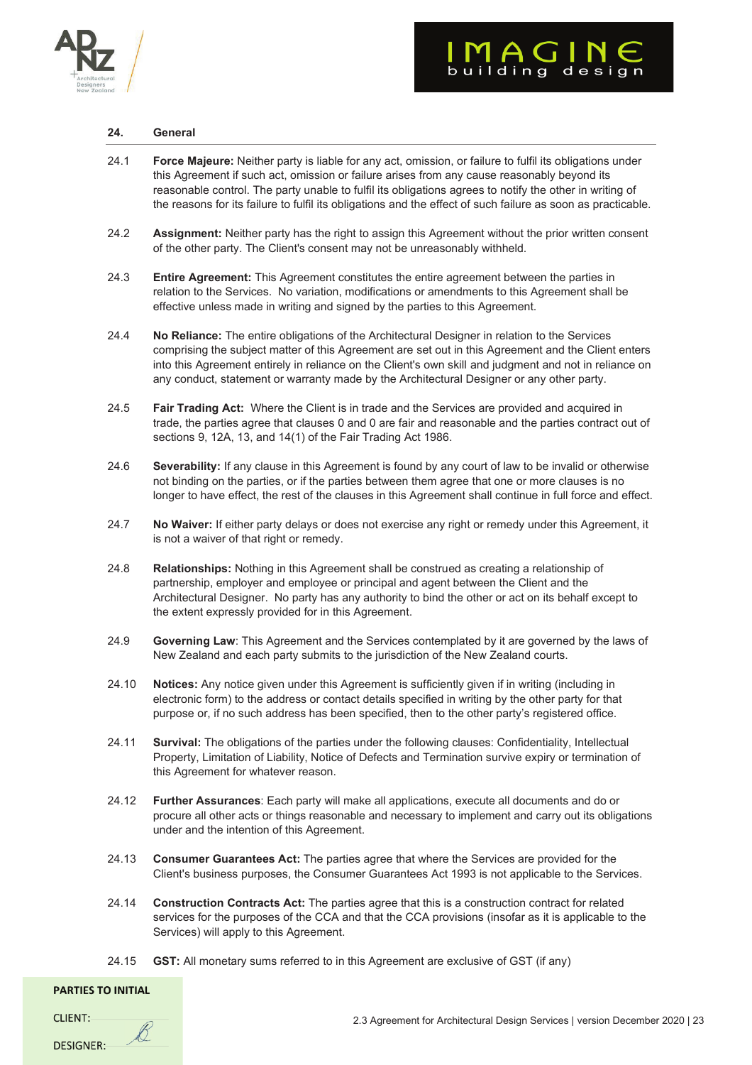## 24. General

24.1 **Force Majeure:** Neither party is liable for any act, omission, or failure to fulfil its obligations under this Agreement if such act, omission or failure arises from any cause reasonably beyond its reasonable control. The party unable to fulfil its obligations agrees to notify the other in writing of the reasons for its failure to fulfil its obligations and the effect of such failure as soon as practicable.

24.2 **Assignment:** Neither party has the right to assign this Agreement without the prior written consent of the other party. The Client's consent may not be unreasonably withheld.

24.3 **Entire Agreement:** This Agreement constitutes the entire agreement between the parties in relation to the Services. No variation, modifications or amendments to this Agreement shall be effective unless made in writing and signed by the parties to this Agreement.

24.4 **No Reliance:** The entire obligations of the Architectural Designer in relation to the Services comprising the subject matter of this Agreement are set out in this Agreement and the Client enters into this Agreement entirely in reliance on the Client's own skill and judgment and not in reliance on any conduct, statement or warranty made by the Architectural Designer or any other party.

24.5 **Fair Trading Act:** Where the Client is in trade and the Services are provided and acquired in trade, the parties agree that clauses 0 and 0 are fair and reasonable and the parties contract out of sections 9, 12A, 13, and 14(1) of the Fair Trading Act 1986.

24.6 **Severability:** If any clause in this Agreement is found by any court of law to be invalid or otherwise not binding on the parties, or if the parties between them agree that one or more clauses is no longer to have effect, the rest of the clauses in this Agreement shall continue in full force and effect.

24.7 **No Waiver:** If either party delays or does not exercise any right or remedy under this Agreement, it is not a waiver of that right or remedy.

24.8 **Relationships:** Nothing in this Agreement shall be construed as creating a relationship of partnership, employer and employee or principal and agent between the Client and the Architectural Designer. No party has any authority to bind the other or act on its behalf except to the extent expressly provided for in this Agreement.

24.9 **Governing Law**: This Agreement and the Services contemplated by it are governed by the laws of New Zealand and each party submits to the jurisdiction of the New Zealand courts.

24.10 **Notices:** Any notice given under this Agreement is sufficiently given if in writing (including in electronic form) to the address or contact details specified in writing by the other party for that purpose or, if no such address has been specified, then to the other party's registered office.

24.11 **Survival:** The obligations of the parties under the following clauses: Confidentiality, Intellectual Property, Limitation of Liability, Notice of Defects and Termination survive expiry or termination of this Agreement for whatever reason.

24.12 **Further Assurances**: Each party will make all applications, execute all documents and do or procure all other acts or things reasonable and necessary to implement and carry out its obligations under and the intention of this Agreement.

24.13 **Consumer Guarantees Act:** The parties agree that where the Services are provided for the Client's business purposes, the Consumer Guarantees Act 1993 is not applicable to the Services.

24.14 **Construction Contracts Act:** The parties agree that this is a construction contract for related services for the purposes of the CCA and that the CCA provisions (insofar as it is applicable to the Services) will apply to this Agreement.

24.15 **GST:** All monetary sums referred to in this Agreement are exclusive of GST (if any)

**PARTIES TO INITIAL**

CLIENT:

DESIGNER: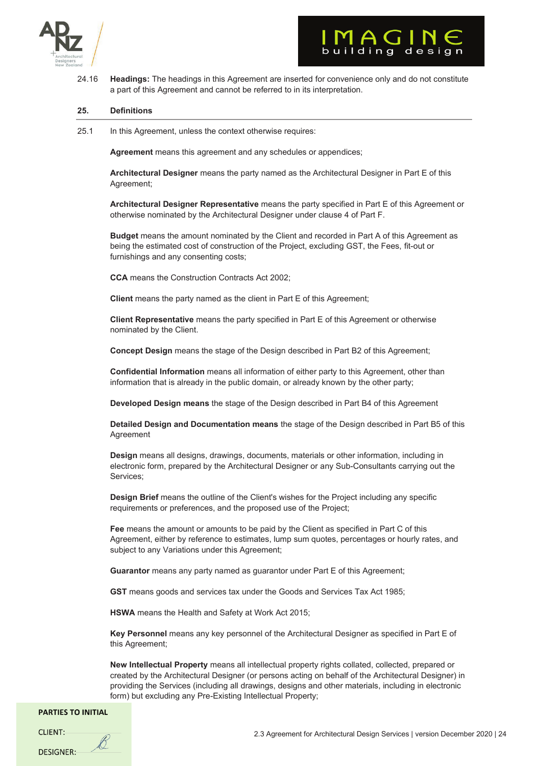24.16 **Headings:** The headings in this Agreement are inserted for convenience only and do not constitute a part of this Agreement and cannot be referred to in its interpretation.

## 25. Definitions

25.1 In this Agreement, unless the context otherwise requires:

**Agreement** means this agreement and any schedules or appendices;

**Architectural Designer** means the party named as the Architectural Designer in Part E of this Agreement;

**Architectural Designer Representative** means the party specified in Part E of this Agreement or otherwise nominated by the Architectural Designer under clause 4 of Part F.

**Budget** means the amount nominated by the Client and recorded in Part A of this Agreement as being the estimated cost of construction of the Project, excluding GST, the Fees, fit-out or furnishings and any consenting costs;

**CCA** means the Construction Contracts Act 2002;

**Client** means the party named as the client in Part E of this Agreement;

**Client Representative** means the party specified in Part E of this Agreement or otherwise nominated by the Client.

**Concept Design** means the stage of the Design described in Part B2 of this Agreement;

**Confidential Information** means all information of either party to this Agreement, other than information that is already in the public domain, or already known by the other party;

**Developed Design means** the stage of the Design described in Part B4 of this Agreement

**Detailed Design and Documentation means** the stage of the Design described in Part B5 of this Agreement

**Design** means all designs, drawings, documents, materials or other information, including in electronic form, prepared by the Architectural Designer or any Sub-Consultants carrying out the Services;

**Design Brief** means the outline of the Client's wishes for the Project including any specific requirements or preferences, and the proposed use of the Project;

**Fee** means the amount or amounts to be paid by the Client as specified in Part C of this Agreement, either by reference to estimates, lump sum quotes, percentages or hourly rates, and subject to any Variations under this Agreement;

**Guarantor** means any party named as guarantor under Part E of this Agreement;

**GST** means goods and services tax under the Goods and Services Tax Act 1985;

**HSWA** means the Health and Safety at Work Act 2015;

**Key Personnel** means any key personnel of the Architectural Designer as specified in Part E of this Agreement;

**New Intellectual Property** means all intellectual property rights collated, collected, prepared or created by the Architectural Designer (or persons acting on behalf of the Architectural Designer) in providing the Services (including all drawings, designs and other materials, including in electronic form) but excluding any Pre-Existing Intellectual Property;

**PARTIES TO INITIAL**

CLIENT:

DESIGNER: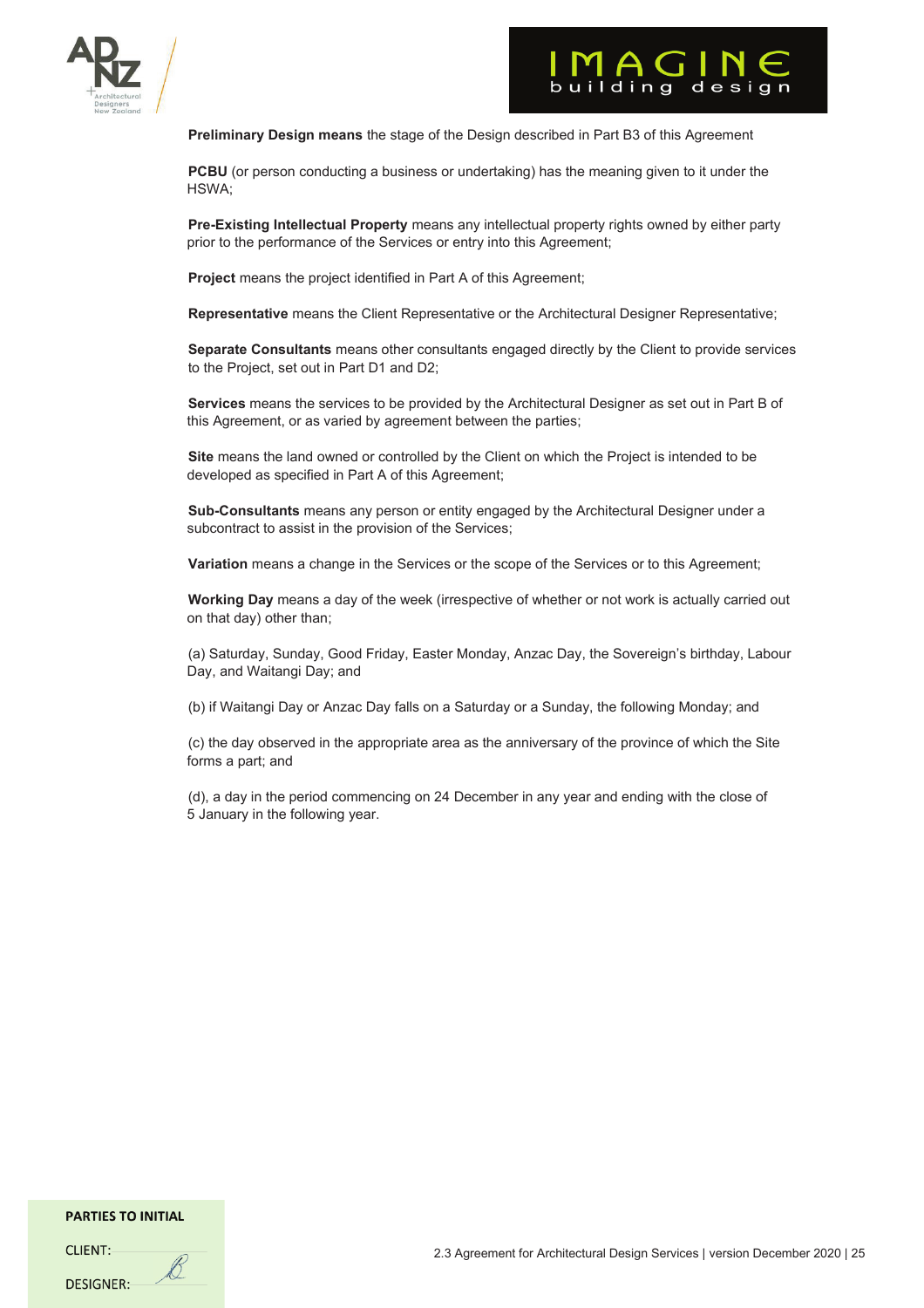**Preliminary Design means** the stage of the Design described in Part B3 of this Agreement

**PCBU** (or person conducting a business or undertaking) has the meaning given to it under the HSWA;

**Pre-Existing Intellectual Property** means any intellectual property rights owned by either party prior to the performance of the Services or entry into this Agreement;

**Project** means the project identified in Part A of this Agreement;

**Representative** means the Client Representative or the Architectural Designer Representative;

**Separate Consultants** means other consultants engaged directly by the Client to provide services to the Project, set out in Part D1 and D2;

**Services** means the services to be provided by the Architectural Designer as set out in Part B of this Agreement, or as varied by agreement between the parties;

**Site** means the land owned or controlled by the Client on which the Project is intended to be developed as specified in Part A of this Agreement;

**Sub-Consultants** means any person or entity engaged by the Architectural Designer under a subcontract to assist in the provision of the Services;

**Variation** means a change in the Services or the scope of the Services or to this Agreement;

**Working Day** means a day of the week (irrespective of whether or not work is actually carried out on that day) other than;

(a) Saturday, Sunday, Good Friday, Easter Monday, Anzac Day, the Sovereign's birthday, Labour Day, and Waitangi Day; and

(b) if Waitangi Day or Anzac Day falls on a Saturday or a Sunday, the following Monday; and

(c) the day observed in the appropriate area as the anniversary of the province of which the Site forms a part; and

(d), a day in the period commencing on 24 December in any year and ending with the close of 5 January in the following year.

**PARTIES TO INITIAL**

CLIENT:

DESIGNER: